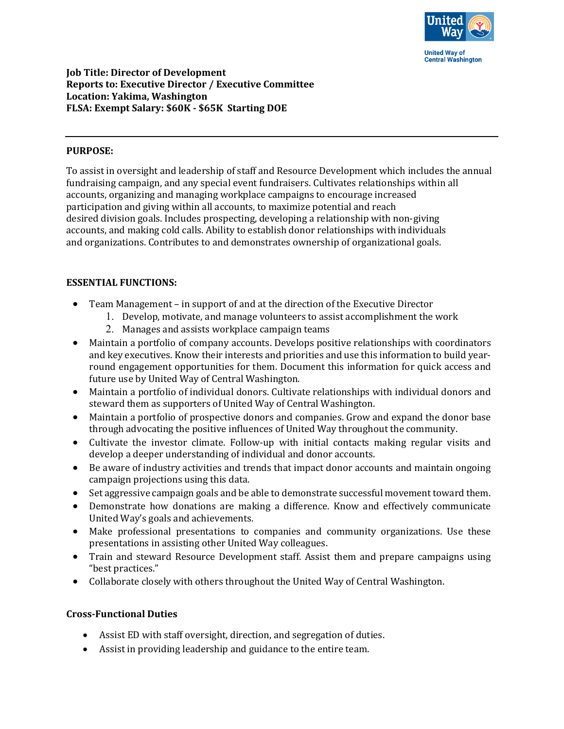**Job Title: Director of Development**
**Reports to: Executive Director / Executive Committee**
**Location: Yakima, Washington**
**FLSA: Exempt Salary: $60K - $65K Starting DOE**

---

**PURPOSE:**

To assist in oversight and leadership of staff and Resource Development which includes the annual fundraising campaign, and any special event fundraisers. Cultivates relationships within all accounts, organizing and managing workplace campaigns to encourage increased participation and giving within all accounts, to maximize potential and reach desired division goals. Includes prospecting, developing a relationship with non-giving accounts, and making cold calls. Ability to establish donor relationships with individuals and organizations. Contributes to and demonstrates ownership of organizational goals.

**ESSENTIAL FUNCTIONS:**

- Team Management – in support of and at the direction of the Executive Director
  1. Develop, motivate, and manage volunteers to assist accomplishment the work
  2. Manages and assists workplace campaign teams
- Maintain a portfolio of company accounts. Develops positive relationships with coordinators and key executives. Know their interests and priorities and use this information to build year-round engagement opportunities for them. Document this information for quick access and future use by United Way of Central Washington.
- Maintain a portfolio of individual donors. Cultivate relationships with individual donors and steward them as supporters of United Way of Central Washington.
- Maintain a portfolio of prospective donors and companies. Grow and expand the donor base through advocating the positive influences of United Way throughout the community.
- Cultivate the investor climate. Follow-up with initial contacts making regular visits and develop a deeper understanding of individual and donor accounts.
- Be aware of industry activities and trends that impact donor accounts and maintain ongoing campaign projections using this data.
- Set aggressive campaign goals and be able to demonstrate successful movement toward them.
- Demonstrate how donations are making a difference. Know and effectively communicate United Way's goals and achievements.
- Make professional presentations to companies and community organizations. Use these presentations in assisting other United Way colleagues.
- Train and steward Resource Development staff. Assist them and prepare campaigns using "best practices."
- Collaborate closely with others throughout the United Way of Central Washington.

**Cross-Functional Duties**

- Assist ED with staff oversight, direction, and segregation of duties.
- Assist in providing leadership and guidance to the entire team.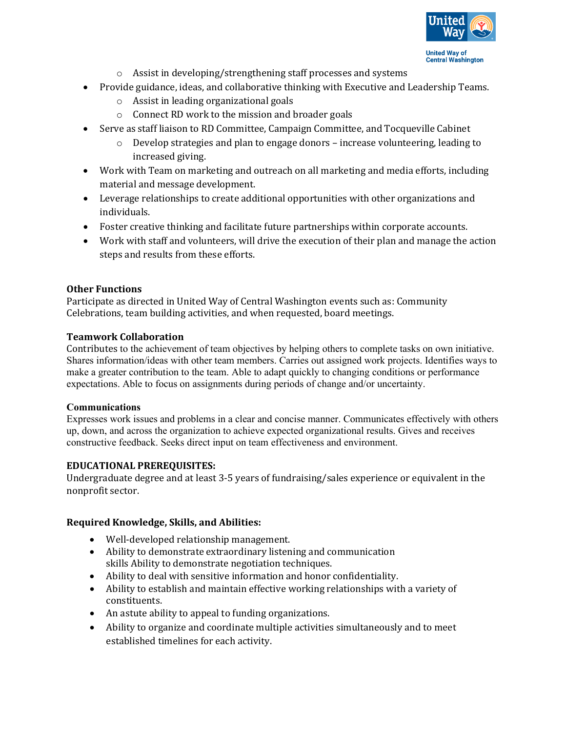- Assist in developing/strengthening staff processes and systems
- Provide guidance, ideas, and collaborative thinking with Executive and Leadership Teams.
    - Assist in leading organizational goals
    - Connect RD work to the mission and broader goals
- Serve as staff liaison to RD Committee, Campaign Committee, and Tocqueville Cabinet
    - Develop strategies and plan to engage donors – increase volunteering, leading to increased giving.
- Work with Team on marketing and outreach on all marketing and media efforts, including material and message development.
- Leverage relationships to create additional opportunities with other organizations and individuals.
- Foster creative thinking and facilitate future partnerships within corporate accounts.
- Work with staff and volunteers, will drive the execution of their plan and manage the action steps and results from these efforts.

**Other Functions**
Participate as directed in United Way of Central Washington events such as: Community Celebrations, team building activities, and when requested, board meetings.

**Teamwork Collaboration**
Contributes to the achievement of team objectives by helping others to complete tasks on own initiative. Shares information/ideas with other team members. Carries out assigned work projects. Identifies ways to make a greater contribution to the team. Able to adapt quickly to changing conditions or performance expectations. Able to focus on assignments during periods of change and/or uncertainty.

**Communications**
Expresses work issues and problems in a clear and concise manner. Communicates effectively with others up, down, and across the organization to achieve expected organizational results. Gives and receives constructive feedback. Seeks direct input on team effectiveness and environment.

**EDUCATIONAL PREREQUISITES:**
Undergraduate degree and at least 3-5 years of fundraising/sales experience or equivalent in the nonprofit sector.

**Required Knowledge, Skills, and Abilities:**

- Well-developed relationship management.
- Ability to demonstrate extraordinary listening and communication skills Ability to demonstrate negotiation techniques.
- Ability to deal with sensitive information and honor confidentiality.
- Ability to establish and maintain effective working relationships with a variety of constituents.
- An astute ability to appeal to funding organizations.
- Ability to organize and coordinate multiple activities simultaneously and to meet established timelines for each activity.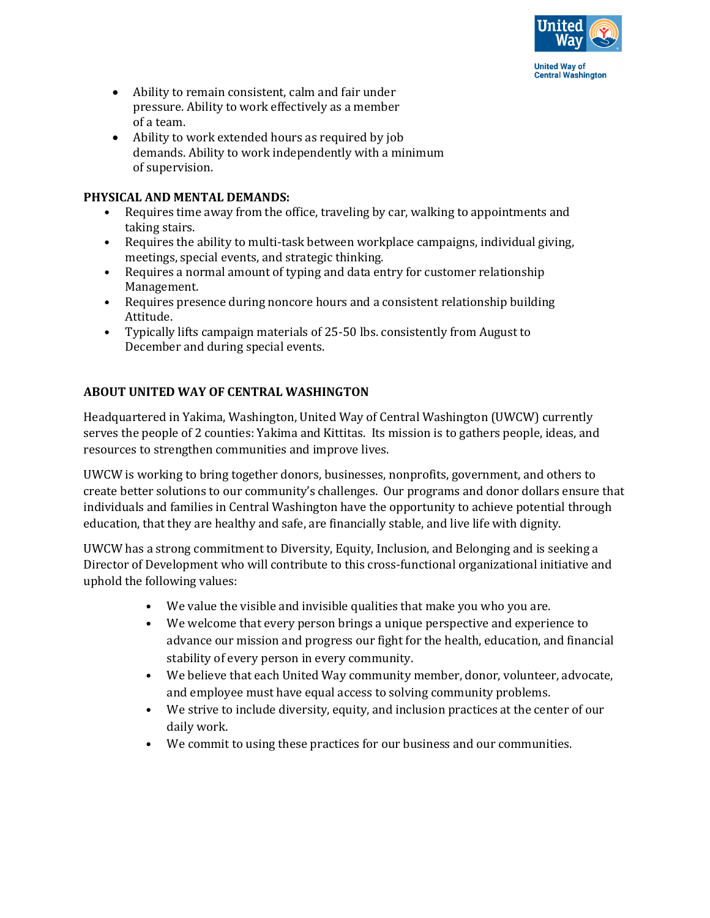- Ability to remain consistent, calm and fair under pressure. Ability to work effectively as a member of a team.
- Ability to work extended hours as required by job demands. Ability to work independently with a minimum of supervision.

**PHYSICAL AND MENTAL DEMANDS:**

- Requires time away from the office, traveling by car, walking to appointments and taking stairs.
- Requires the ability to multi-task between workplace campaigns, individual giving, meetings, special events, and strategic thinking.
- Requires a normal amount of typing and data entry for customer relationship Management.
- Requires presence during noncore hours and a consistent relationship building Attitude.
- Typically lifts campaign materials of 25-50 lbs. consistently from August to December and during special events.

**ABOUT UNITED WAY OF CENTRAL WASHINGTON**

Headquartered in Yakima, Washington, United Way of Central Washington (UWCW) currently serves the people of 2 counties: Yakima and Kittitas. Its mission is to gathers people, ideas, and resources to strengthen communities and improve lives.

UWCW is working to bring together donors, businesses, nonprofits, government, and others to create better solutions to our community's challenges. Our programs and donor dollars ensure that individuals and families in Central Washington have the opportunity to achieve potential through education, that they are healthy and safe, are financially stable, and live life with dignity.

UWCW has a strong commitment to Diversity, Equity, Inclusion, and Belonging and is seeking a Director of Development who will contribute to this cross-functional organizational initiative and uphold the following values:

- We value the visible and invisible qualities that make you who you are.
- We welcome that every person brings a unique perspective and experience to advance our mission and progress our fight for the health, education, and financial stability of every person in every community.
- We believe that each United Way community member, donor, volunteer, advocate, and employee must have equal access to solving community problems.
- We strive to include diversity, equity, and inclusion practices at the center of our daily work.
- We commit to using these practices for our business and our communities.